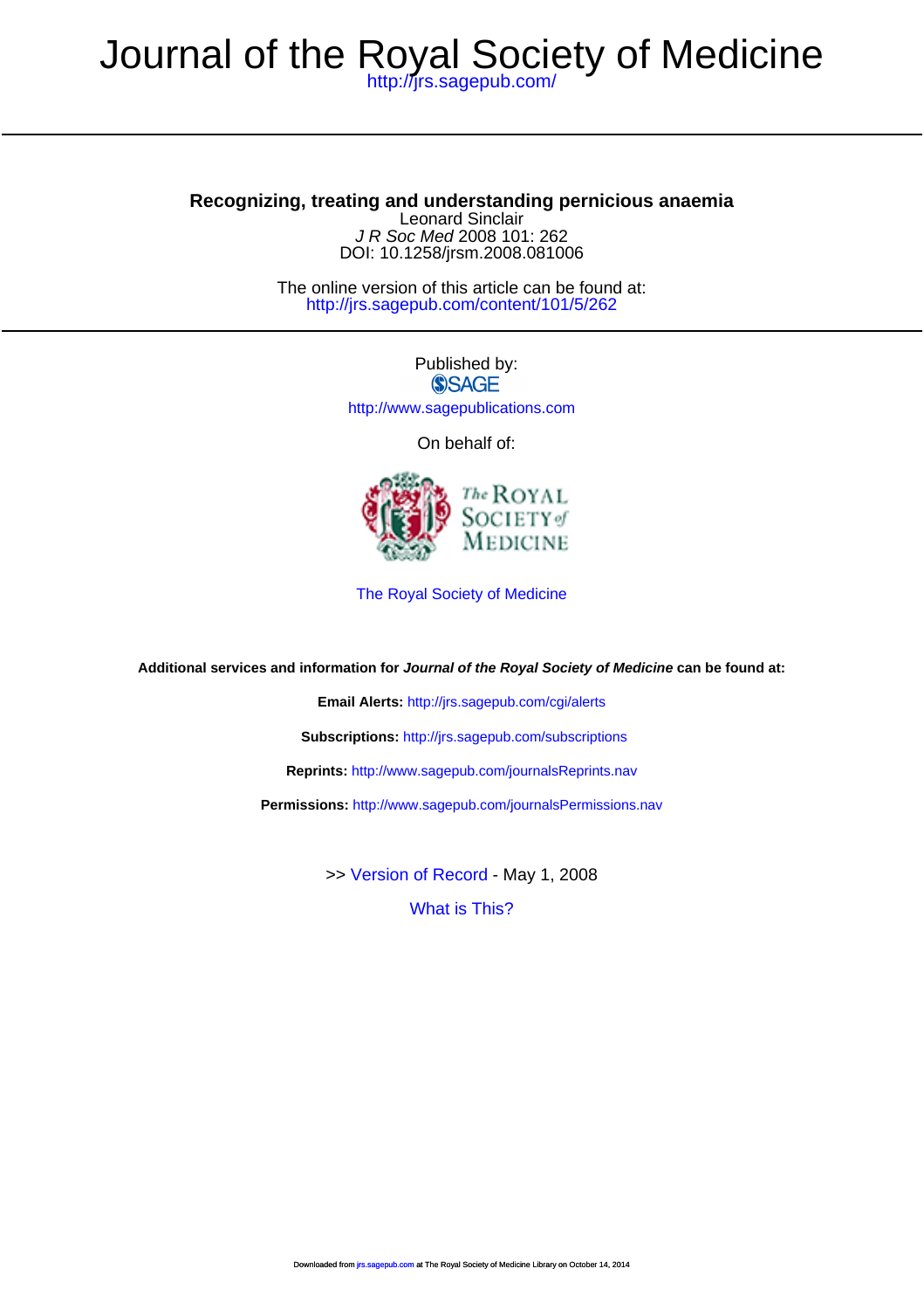# Journal of the Royal Society of Medicine

http://jrs.sagepub.com/

**Recognizing, treating and understanding pernicious anaemia**

Leonard Sinclair

*J R Soc Med* 2008 101: 262

DOI: 10.1258/jrsm.2008.081006

The online version of this article can be found at:

http://jrs.sagepub.com/content/101/5/262

Published by:

SAGE

http://www.sagepublications.com

On behalf of:

The Royal Society of Medicine

The Royal Society of Medicine

**Additional services and information for *Journal of the Royal Society of Medicine* can be found at:**

**Email Alerts:** http://jrs.sagepub.com/cgi/alerts

**Subscriptions:** http://jrs.sagepub.com/subscriptions

**Reprints:** http://www.sagepub.com/journalsReprints.nav

**Permissions:** http://www.sagepub.com/journalsPermissions.nav

>> Version of Record - May 1, 2008

What is This?

Downloaded from jrs.sagepub.com at The Royal Society of Medicine Library on October 14, 2014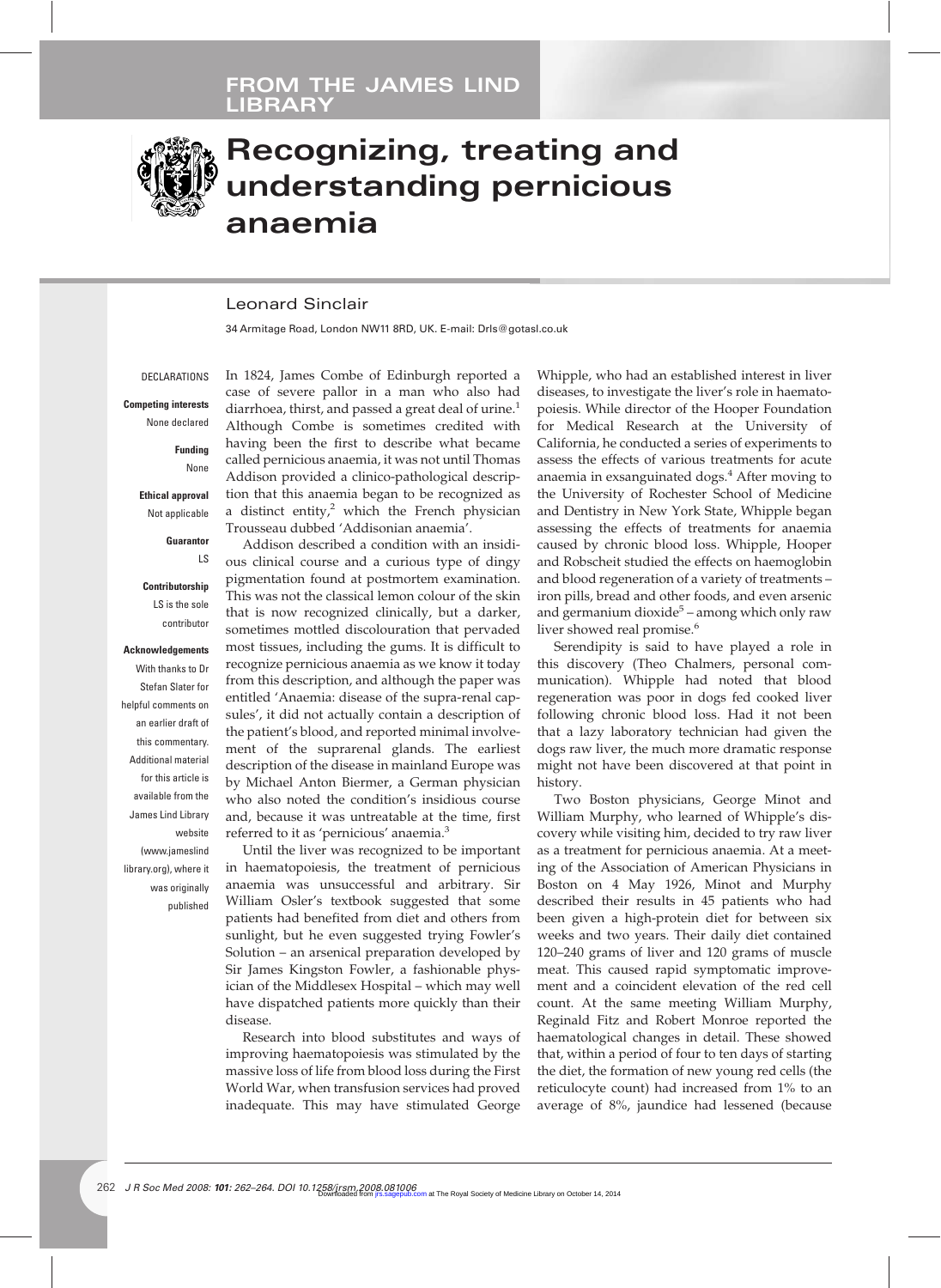## FROM THE JAMES LIND LIBRARY

# Recognizing, treating and understanding pernicious anaemia

Leonard Sinclair

34 Armitage Road, London NW11 8RD, UK. E-mail: Drls@gotasl.co.uk

DECLARATIONS

**Competing interests**
None declared

**Funding**
None

**Ethical approval**
Not applicable

**Guarantor**
LS

**Contributorship**
LS is the sole contributor

**Acknowledgements**
With thanks to Dr Stefan Slater for helpful comments on an earlier draft of this commentary. Additional material for this article is available from the James Lind Library website (www.jameslindlibrary.org), where it was originally published

In 1824, James Combe of Edinburgh reported a case of severe pallor in a man who also had diarrhoea, thirst, and passed a great deal of urine.[1] Although Combe is sometimes credited with having been the first to describe what became called pernicious anaemia, it was not until Thomas Addison provided a clinico-pathological description that this anaemia began to be recognized as a distinct entity,[2] which the French physician Trousseau dubbed 'Addisonian anaemia'.

Addison described a condition with an insidious clinical course and a curious type of dingy pigmentation found at postmortem examination. This was not the classical lemon colour of the skin that is now recognized clinically, but a darker, sometimes mottled discolouration that pervaded most tissues, including the gums. It is difficult to recognize pernicious anaemia as we know it today from this description, and although the paper was entitled 'Anaemia: disease of the supra-renal capsules', it did not actually contain a description of the patient's blood, and reported minimal involvement of the suprarenal glands. The earliest description of the disease in mainland Europe was by Michael Anton Biermer, a German physician who also noted the condition's insidious course and, because it was untreatable at the time, first referred to it as 'pernicious' anaemia.[3]

Until the liver was recognized to be important in haematopoiesis, the treatment of pernicious anaemia was unsuccessful and arbitrary. Sir William Osler's textbook suggested that some patients had benefited from diet and others from sunlight, but he even suggested trying Fowler's Solution – an arsenical preparation developed by Sir James Kingston Fowler, a fashionable physician of the Middlesex Hospital – which may well have dispatched patients more quickly than their disease.

Research into blood substitutes and ways of improving haematopoiesis was stimulated by the massive loss of life from blood loss during the First World War, when transfusion services had proved inadequate. This may have stimulated George Whipple, who had an established interest in liver diseases, to investigate the liver's role in haematopoiesis. While director of the Hooper Foundation for Medical Research at the University of California, he conducted a series of experiments to assess the effects of various treatments for acute anaemia in exsanguinated dogs.[4] After moving to the University of Rochester School of Medicine and Dentistry in New York State, Whipple began assessing the effects of treatments for anaemia caused by chronic blood loss. Whipple, Hooper and Robscheit studied the effects on haemoglobin and blood regeneration of a variety of treatments – iron pills, bread and other foods, and even arsenic and germanium dioxide[5] – among which only raw liver showed real promise.[6]

Serendipity is said to have played a role in this discovery (Theo Chalmers, personal communication). Whipple had noted that blood regeneration was poor in dogs fed cooked liver following chronic blood loss. Had it not been that a lazy laboratory technician had given the dogs raw liver, the much more dramatic response might not have been discovered at that point in history.

Two Boston physicians, George Minot and William Murphy, who learned of Whipple's discovery while visiting him, decided to try raw liver as a treatment for pernicious anaemia. At a meeting of the Association of American Physicians in Boston on 4 May 1926, Minot and Murphy described their results in 45 patients who had been given a high-protein diet for between six weeks and two years. Their daily diet contained 120–240 grams of liver and 120 grams of muscle meat. This caused rapid symptomatic improvement and a coincident elevation of the red cell count. At the same meeting William Murphy, Reginald Fitz and Robert Monroe reported the haematological changes in detail. These showed that, within a period of four to ten days of starting the diet, the formation of new young red cells (the reticulocyte count) had increased from 1% to an average of 8%, jaundice had lessened (because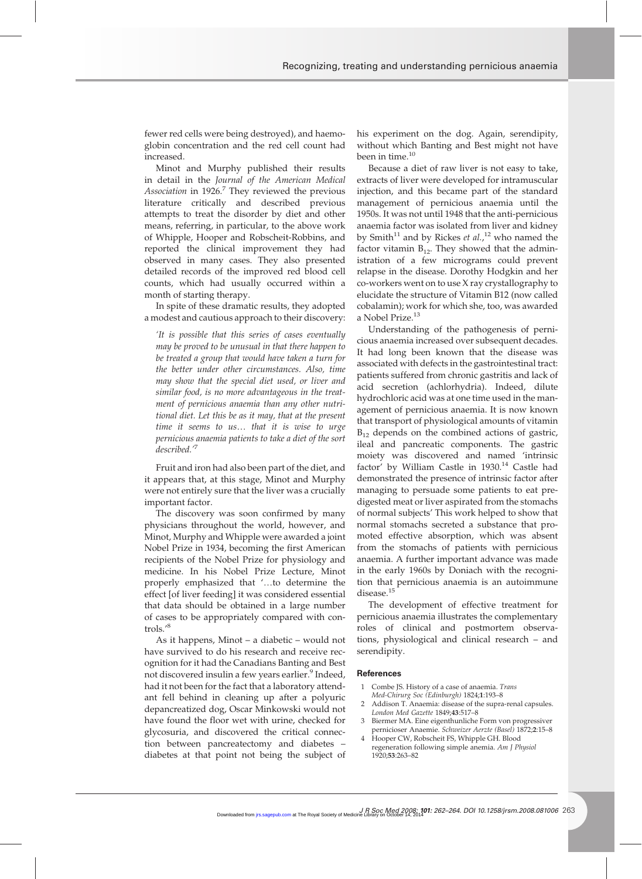fewer red cells were being destroyed), and haemoglobin concentration and the red cell count had increased.

Minot and Murphy published their results in detail in the *Journal of the American Medical Association* in 1926.[7] They reviewed the previous literature critically and described previous attempts to treat the disorder by diet and other means, referring, in particular, to the above work of Whipple, Hooper and Robscheit-Robbins, and reported the clinical improvement they had observed in many cases. They also presented detailed records of the improved red blood cell counts, which had usually occurred within a month of starting therapy.

In spite of these dramatic results, they adopted a modest and cautious approach to their discovery:

> *'It is possible that this series of cases eventually may be proved to be unusual in that there happen to be treated a group that would have taken a turn for the better under other circumstances. Also, time may show that the special diet used, or liver and similar food, is no more advantageous in the treatment of pernicious anaemia than any other nutritional diet. Let this be as it may, that at the present time it seems to us… that it is wise to urge pernicious anaemia patients to take a diet of the sort described.'*[7]

Fruit and iron had also been part of the diet, and it appears that, at this stage, Minot and Murphy were not entirely sure that the liver was a crucially important factor.

The discovery was soon confirmed by many physicians throughout the world, however, and Minot, Murphy and Whipple were awarded a joint Nobel Prize in 1934, becoming the first American recipients of the Nobel Prize for physiology and medicine. In his Nobel Prize Lecture, Minot properly emphasized that '…to determine the effect [of liver feeding] it was considered essential that data should be obtained in a large number of cases to be appropriately compared with controls.'[8]

As it happens, Minot – a diabetic – would not have survived to do his research and receive recognition for it had the Canadians Banting and Best not discovered insulin a few years earlier.[9] Indeed, had it not been for the fact that a laboratory attendant fell behind in cleaning up after a polyuric depancreatized dog, Oscar Minkowski would not have found the floor wet with urine, checked for glycosuria, and discovered the critical connection between pancreatectomy and diabetes – diabetes at that point not being the subject of his experiment on the dog. Again, serendipity, without which Banting and Best might not have been in time.[10]

Because a diet of raw liver is not easy to take, extracts of liver were developed for intramuscular injection, and this became part of the standard management of pernicious anaemia until the 1950s. It was not until 1948 that the anti-pernicious anaemia factor was isolated from liver and kidney by Smith[11] and by Rickes *et al.*,[12] who named the factor vitamin $B_{12}$. They showed that the administration of a few micrograms could prevent relapse in the disease. Dorothy Hodgkin and her co-workers went on to use X ray crystallography to elucidate the structure of Vitamin B12 (now called cobalamin); work for which she, too, was awarded a Nobel Prize.[13]

Understanding of the pathogenesis of pernicious anaemia increased over subsequent decades. It had long been known that the disease was associated with defects in the gastrointestinal tract: patients suffered from chronic gastritis and lack of acid secretion (achlorhydria). Indeed, dilute hydrochloric acid was at one time used in the management of pernicious anaemia. It is now known that transport of physiological amounts of vitamin $B_{12}$ depends on the combined actions of gastric, ileal and pancreatic components. The gastric moiety was discovered and named 'intrinsic factor' by William Castle in 1930.[14] Castle had demonstrated the presence of intrinsic factor after managing to persuade some patients to eat predigested meat or liver aspirated from the stomachs of normal subjects' This work helped to show that normal stomachs secreted a substance that promoted effective absorption, which was absent from the stomachs of patients with pernicious anaemia. A further important advance was made in the early 1960s by Doniach with the recognition that pernicious anaemia is an autoimmune disease.[15]

The development of effective treatment for pernicious anaemia illustrates the complementary roles of clinical and postmortem observations, physiological and clinical research – and serendipity.

## References

1. Combe JS. History of a case of anaemia. *Trans Med-Chirurg Soc (Edinburgh)* 1824;**1**:193–8
2. Addison T. Anaemia: disease of the supra-renal capsules. *London Med Gazette* 1849;**43**:517–8
3. Biermer MA. Eine eigenthunliche Form von progressiver pernicioser Anaemie. *Schweizer Aerzte (Basel)* 1872;**2**:15–8
4. Hooper CW, Robscheit FS, Whipple GH. Blood regeneration following simple anemia. *Am J Physiol* 1920;**53**:263–82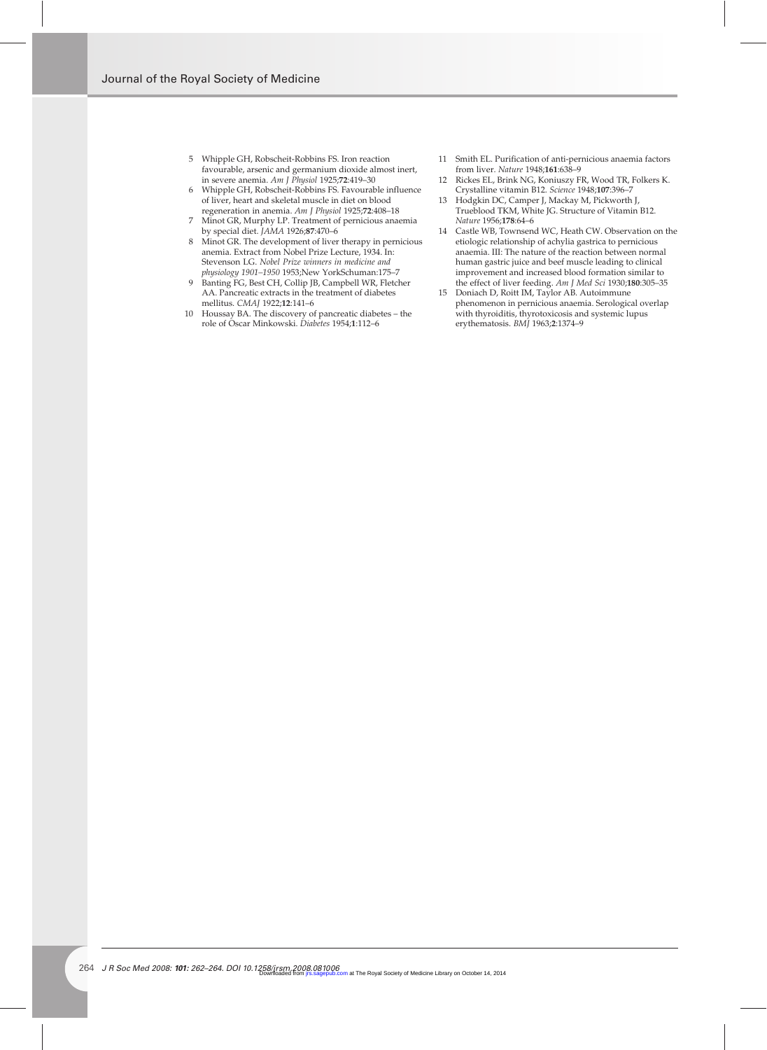5. Whipple GH, Robscheit-Robbins FS. Iron reaction favourable, arsenic and germanium dioxide almost inert, in severe anemia. *Am J Physiol* 1925;**72**:419–30
6. Whipple GH, Robscheit-Robbins FS. Favourable influence of liver, heart and skeletal muscle in diet on blood regeneration in anemia. *Am J Physiol* 1925;**72**:408–18
7. Minot GR, Murphy LP. Treatment of pernicious anaemia by special diet. *JAMA* 1926;**87**:470–6
8. Minot GR. The development of liver therapy in pernicious anemia. Extract from Nobel Prize Lecture, 1934. In: Stevenson LG. *Nobel Prize winners in medicine and physiology 1901–1950* 1953;New YorkSchuman:175–7
9. Banting FG, Best CH, Collip JB, Campbell WR, Fletcher AA. Pancreatic extracts in the treatment of diabetes mellitus. *CMAJ* 1922;**12**:141–6
10. Houssay BA. The discovery of pancreatic diabetes – the role of Oscar Minkowski. *Diabetes* 1954;**1**:112–6
11. Smith EL. Purification of anti-pernicious anaemia factors from liver. *Nature* 1948;**161**:638–9
12. Rickes EL, Brink NG, Koniuszy FR, Wood TR, Folkers K. Crystalline vitamin B12. *Science* 1948;**107**:396–7
13. Hodgkin DC, Camper J, Mackay M, Pickworth J, Trueblood TKM, White JG. Structure of Vitamin B12. *Nature* 1956;**178**:64–6
14. Castle WB, Townsend WC, Heath CW. Observation on the etiologic relationship of achylia gastrica to pernicious anaemia. III: The nature of the reaction between normal human gastric juice and beef muscle leading to clinical improvement and increased blood formation similar to the effect of liver feeding. *Am J Med Sci* 1930;**180**:305–35
15. Doniach D, Roitt IM, Taylor AB. Autoimmune phenomenon in pernicious anaemia. Serological overlap with thyroiditis, thyrotoxicosis and systemic lupus erythematosis. *BMJ* 1963;**2**:1374–9